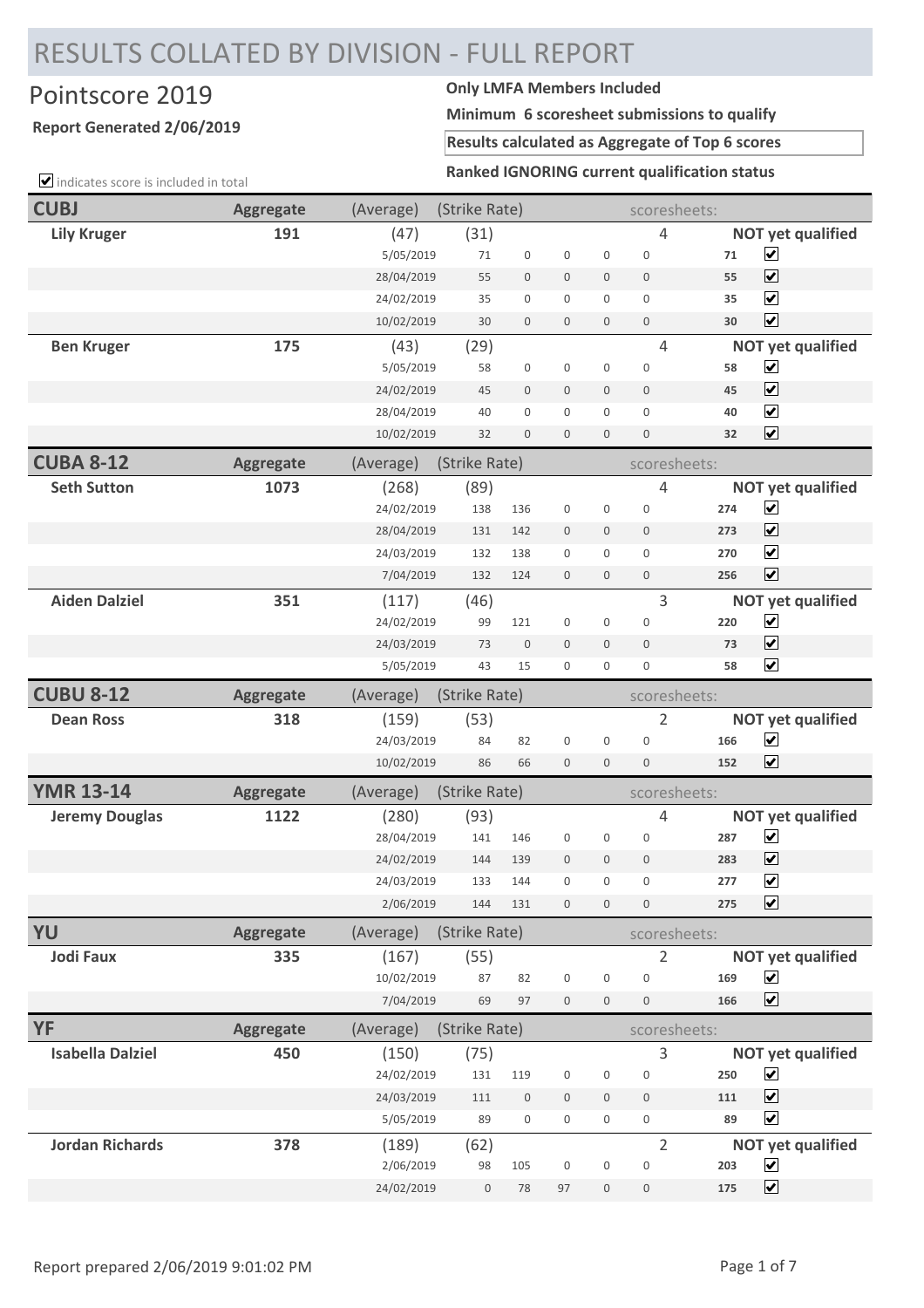# RESULTS COLLATED BY DIVISION - FULL REPORT

## Pointscore 2019

**Report Generated 2/06/2019**

**Only LMFA Members Included**

**Minimum 6 scoresheet submissions to qualify**

**Results calculated as Aggregate of Top 6 scores**

**Ranked IGNORING current qualification status**

✔ indicates score is included in total

| CUBJ | Aggregate | (Average) | (Strike Rate) | | | | | scoresheets: | | |
|---|---|---|---|---|---|---|---|---|---|---|
| **Lily Kruger** | **191** | (47) | (31) | | | | | 4 | | **NOT yet qualified** |
| | | 5/05/2019 | 71 | 0 | 0 | 0 | 0 | | **71** | ✔ |
| | | 28/04/2019 | 55 | 0 | 0 | 0 | 0 | | **55** | ✔ |
| | | 24/02/2019 | 35 | 0 | 0 | 0 | 0 | | **35** | ✔ |
| | | 10/02/2019 | 30 | 0 | 0 | 0 | 0 | | **30** | ✔ |
| **Ben Kruger** | **175** | (43) | (29) | | | | | 4 | | **NOT yet qualified** |
| | | 5/05/2019 | 58 | 0 | 0 | 0 | 0 | | **58** | ✔ |
| | | 24/02/2019 | 45 | 0 | 0 | 0 | 0 | | **45** | ✔ |
| | | 28/04/2019 | 40 | 0 | 0 | 0 | 0 | | **40** | ✔ |
| | | 10/02/2019 | 32 | 0 | 0 | 0 | 0 | | **32** | ✔ |

| CUBA 8-12 | Aggregate | (Average) | (Strike Rate) | | | | | scoresheets: | | |
|---|---|---|---|---|---|---|---|---|---|---|
| **Seth Sutton** | **1073** | (268) | (89) | | | | | 4 | | **NOT yet qualified** |
| | | 24/02/2019 | 138 | 136 | 0 | 0 | 0 | | **274** | ✔ |
| | | 28/04/2019 | 131 | 142 | 0 | 0 | 0 | | **273** | ✔ |
| | | 24/03/2019 | 132 | 138 | 0 | 0 | 0 | | **270** | ✔ |
| | | 7/04/2019 | 132 | 124 | 0 | 0 | 0 | | **256** | ✔ |
| **Aiden Dalziel** | **351** | (117) | (46) | | | | | 3 | | **NOT yet qualified** |
| | | 24/02/2019 | 99 | 121 | 0 | 0 | 0 | | **220** | ✔ |
| | | 24/03/2019 | 73 | 0 | 0 | 0 | 0 | | **73** | ✔ |
| | | 5/05/2019 | 43 | 15 | 0 | 0 | 0 | | **58** | ✔ |

| CUBU 8-12 | Aggregate | (Average) | (Strike Rate) | | | | | scoresheets: | | |
|---|---|---|---|---|---|---|---|---|---|---|
| **Dean Ross** | **318** | (159) | (53) | | | | | 2 | | **NOT yet qualified** |
| | | 24/03/2019 | 84 | 82 | 0 | 0 | 0 | | **166** | ✔ |
| | | 10/02/2019 | 86 | 66 | 0 | 0 | 0 | | **152** | ✔ |

| YMR 13-14 | Aggregate | (Average) | (Strike Rate) | | | | | scoresheets: | | |
|---|---|---|---|---|---|---|---|---|---|---|
| **Jeremy Douglas** | **1122** | (280) | (93) | | | | | 4 | | **NOT yet qualified** |
| | | 28/04/2019 | 141 | 146 | 0 | 0 | 0 | | **287** | ✔ |
| | | 24/02/2019 | 144 | 139 | 0 | 0 | 0 | | **283** | ✔ |
| | | 24/03/2019 | 133 | 144 | 0 | 0 | 0 | | **277** | ✔ |
| | | 2/06/2019 | 144 | 131 | 0 | 0 | 0 | | **275** | ✔ |

| YU | Aggregate | (Average) | (Strike Rate) | | | | | scoresheets: | | |
|---|---|---|---|---|---|---|---|---|---|---|
| **Jodi Faux** | **335** | (167) | (55) | | | | | 2 | | **NOT yet qualified** |
| | | 10/02/2019 | 87 | 82 | 0 | 0 | 0 | | **169** | ✔ |
| | | 7/04/2019 | 69 | 97 | 0 | 0 | 0 | | **166** | ✔ |

| YF | Aggregate | (Average) | (Strike Rate) | | | | | scoresheets: | | |
|---|---|---|---|---|---|---|---|---|---|---|
| **Isabella Dalziel** | **450** | (150) | (75) | | | | | 3 | | **NOT yet qualified** |
| | | 24/02/2019 | 131 | 119 | 0 | 0 | 0 | | **250** | ✔ |
| | | 24/03/2019 | 111 | 0 | 0 | 0 | 0 | | **111** | ✔ |
| | | 5/05/2019 | 89 | 0 | 0 | 0 | 0 | | **89** | ✔ |
| **Jordan Richards** | **378** | (189) | (62) | | | | | 2 | | **NOT yet qualified** |
| | | 2/06/2019 | 98 | 105 | 0 | 0 | 0 | | **203** | ✔ |
| | | 24/02/2019 | 0 | 78 | 97 | 0 | 0 | | **175** | ✔ |

Report prepared 2/06/2019 9:01:02 PM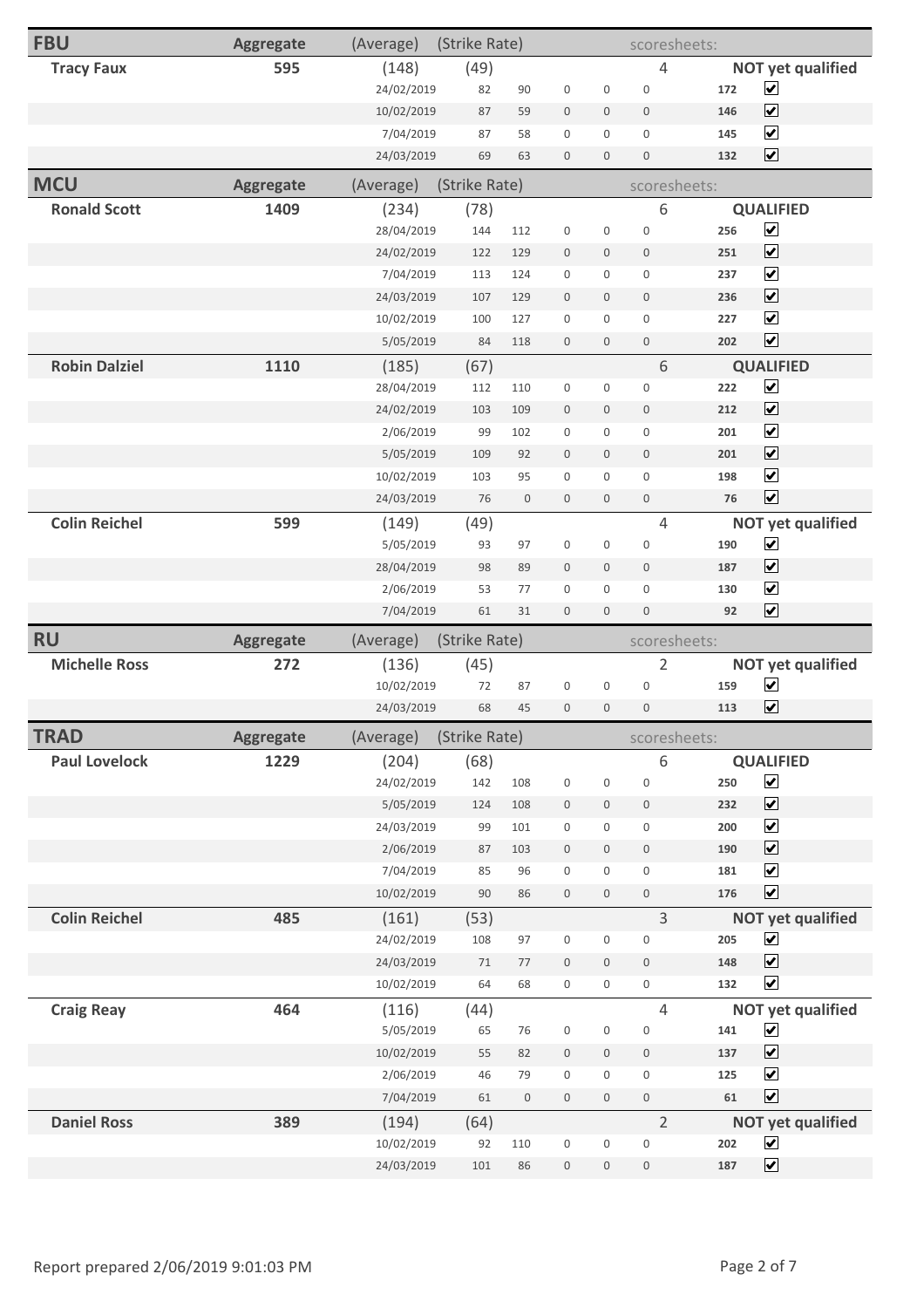## FBU

| | Aggregate | (Average) | (Strike Rate) | | | | | scoresheets: | |
|---|---|---|---|---|---|---|---|---|---|
| **Tracy Faux** | **595** | (148) | (49) | | | | 4 | | **NOT yet qualified** |
| | | 24/02/2019 | 82 | 90 | 0 | 0 | 0 | **172** | ☑ |
| | | 10/02/2019 | 87 | 59 | 0 | 0 | 0 | **146** | ☑ |
| | | 7/04/2019 | 87 | 58 | 0 | 0 | 0 | **145** | ☑ |
| | | 24/03/2019 | 69 | 63 | 0 | 0 | 0 | **132** | ☑ |

## MCU

| | Aggregate | (Average) | (Strike Rate) | | | | | scoresheets: | |
|---|---|---|---|---|---|---|---|---|---|
| **Ronald Scott** | **1409** | (234) | (78) | | | | 6 | | **QUALIFIED** |
| | | 28/04/2019 | 144 | 112 | 0 | 0 | 0 | **256** | ☑ |
| | | 24/02/2019 | 122 | 129 | 0 | 0 | 0 | **251** | ☑ |
| | | 7/04/2019 | 113 | 124 | 0 | 0 | 0 | **237** | ☑ |
| | | 24/03/2019 | 107 | 129 | 0 | 0 | 0 | **236** | ☑ |
| | | 10/02/2019 | 100 | 127 | 0 | 0 | 0 | **227** | ☑ |
| | | 5/05/2019 | 84 | 118 | 0 | 0 | 0 | **202** | ☑ |
| **Robin Dalziel** | **1110** | (185) | (67) | | | | 6 | | **QUALIFIED** |
| | | 28/04/2019 | 112 | 110 | 0 | 0 | 0 | **222** | ☑ |
| | | 24/02/2019 | 103 | 109 | 0 | 0 | 0 | **212** | ☑ |
| | | 2/06/2019 | 99 | 102 | 0 | 0 | 0 | **201** | ☑ |
| | | 5/05/2019 | 109 | 92 | 0 | 0 | 0 | **201** | ☑ |
| | | 10/02/2019 | 103 | 95 | 0 | 0 | 0 | **198** | ☑ |
| | | 24/03/2019 | 76 | 0 | 0 | 0 | 0 | **76** | ☑ |
| **Colin Reichel** | **599** | (149) | (49) | | | | 4 | | **NOT yet qualified** |
| | | 5/05/2019 | 93 | 97 | 0 | 0 | 0 | **190** | ☑ |
| | | 28/04/2019 | 98 | 89 | 0 | 0 | 0 | **187** | ☑ |
| | | 2/06/2019 | 53 | 77 | 0 | 0 | 0 | **130** | ☑ |
| | | 7/04/2019 | 61 | 31 | 0 | 0 | 0 | **92** | ☑ |

## RU

| | Aggregate | (Average) | (Strike Rate) | | | | | scoresheets: | |
|---|---|---|---|---|---|---|---|---|---|
| **Michelle Ross** | **272** | (136) | (45) | | | | 2 | | **NOT yet qualified** |
| | | 10/02/2019 | 72 | 87 | 0 | 0 | 0 | **159** | ☑ |
| | | 24/03/2019 | 68 | 45 | 0 | 0 | 0 | **113** | ☑ |

## TRAD

| | Aggregate | (Average) | (Strike Rate) | | | | | scoresheets: | |
|---|---|---|---|---|---|---|---|---|---|
| **Paul Lovelock** | **1229** | (204) | (68) | | | | 6 | | **QUALIFIED** |
| | | 24/02/2019 | 142 | 108 | 0 | 0 | 0 | **250** | ☑ |
| | | 5/05/2019 | 124 | 108 | 0 | 0 | 0 | **232** | ☑ |
| | | 24/03/2019 | 99 | 101 | 0 | 0 | 0 | **200** | ☑ |
| | | 2/06/2019 | 87 | 103 | 0 | 0 | 0 | **190** | ☑ |
| | | 7/04/2019 | 85 | 96 | 0 | 0 | 0 | **181** | ☑ |
| | | 10/02/2019 | 90 | 86 | 0 | 0 | 0 | **176** | ☑ |
| **Colin Reichel** | **485** | (161) | (53) | | | | 3 | | **NOT yet qualified** |
| | | 24/02/2019 | 108 | 97 | 0 | 0 | 0 | **205** | ☑ |
| | | 24/03/2019 | 71 | 77 | 0 | 0 | 0 | **148** | ☑ |
| | | 10/02/2019 | 64 | 68 | 0 | 0 | 0 | **132** | ☑ |
| **Craig Reay** | **464** | (116) | (44) | | | | 4 | | **NOT yet qualified** |
| | | 5/05/2019 | 65 | 76 | 0 | 0 | 0 | **141** | ☑ |
| | | 10/02/2019 | 55 | 82 | 0 | 0 | 0 | **137** | ☑ |
| | | 2/06/2019 | 46 | 79 | 0 | 0 | 0 | **125** | ☑ |
| | | 7/04/2019 | 61 | 0 | 0 | 0 | 0 | **61** | ☑ |
| **Daniel Ross** | **389** | (194) | (64) | | | | 2 | | **NOT yet qualified** |
| | | 10/02/2019 | 92 | 110 | 0 | 0 | 0 | **202** | ☑ |
| | | 24/03/2019 | 101 | 86 | 0 | 0 | 0 | **187** | ☑ |

Report prepared 2/06/2019 9:01:03 PM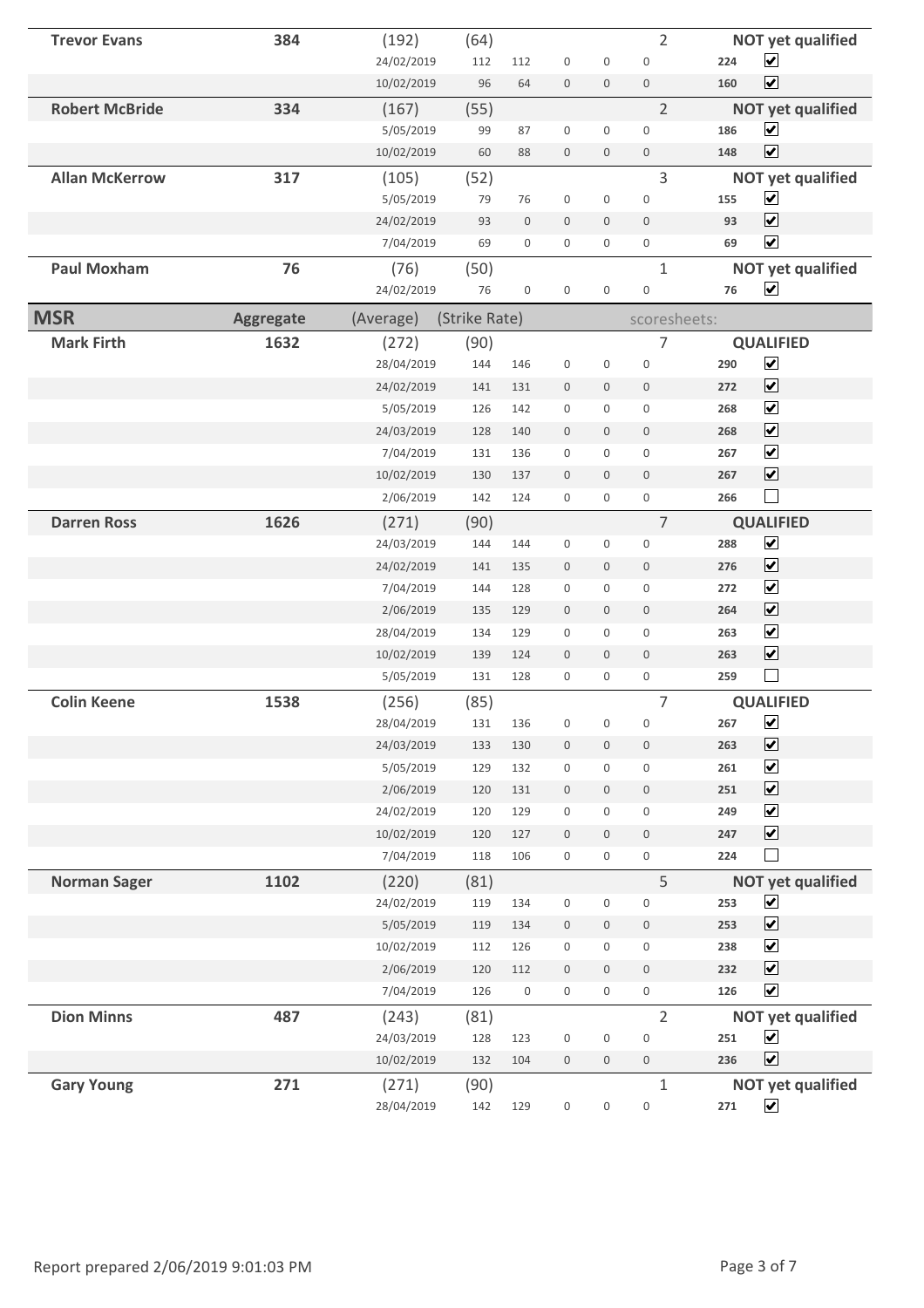| Name | Aggregate | (Average) | (Strike Rate) | | | | | scoresheets: | | |
|---|---|---|---|---|---|---|---|---|---|---|
| **Trevor Evans** | **384** | (192) | (64) | | | | | 2 | | **NOT yet qualified** |
| | | 24/02/2019 | 112 | 112 | 0 | 0 | 0 | | **224** | ☑ |
| | | 10/02/2019 | 96 | 64 | 0 | 0 | 0 | | **160** | ☑ |
| **Robert McBride** | **334** | (167) | (55) | | | | | 2 | | **NOT yet qualified** |
| | | 5/05/2019 | 99 | 87 | 0 | 0 | 0 | | **186** | ☑ |
| | | 10/02/2019 | 60 | 88 | 0 | 0 | 0 | | **148** | ☑ |
| **Allan McKerrow** | **317** | (105) | (52) | | | | | 3 | | **NOT yet qualified** |
| | | 5/05/2019 | 79 | 76 | 0 | 0 | 0 | | **155** | ☑ |
| | | 24/02/2019 | 93 | 0 | 0 | 0 | 0 | | **93** | ☑ |
| | | 7/04/2019 | 69 | 0 | 0 | 0 | 0 | | **69** | ☑ |
| **Paul Moxham** | **76** | (76) | (50) | | | | | 1 | | **NOT yet qualified** |
| | | 24/02/2019 | 76 | 0 | 0 | 0 | 0 | | **76** | ☑ |

| **MSR** | **Aggregate** | (Average) | (Strike Rate) | | | | | scoresheets: | | |
|---|---|---|---|---|---|---|---|---|---|---|
| **Mark Firth** | **1632** | (272) | (90) | | | | | 7 | | **QUALIFIED** |
| | | 28/04/2019 | 144 | 146 | 0 | 0 | 0 | | **290** | ☑ |
| | | 24/02/2019 | 141 | 131 | 0 | 0 | 0 | | **272** | ☑ |
| | | 5/05/2019 | 126 | 142 | 0 | 0 | 0 | | **268** | ☑ |
| | | 24/03/2019 | 128 | 140 | 0 | 0 | 0 | | **268** | ☑ |
| | | 7/04/2019 | 131 | 136 | 0 | 0 | 0 | | **267** | ☑ |
| | | 10/02/2019 | 130 | 137 | 0 | 0 | 0 | | **267** | ☑ |
| | | 2/06/2019 | 142 | 124 | 0 | 0 | 0 | | **266** | ☐ |
| **Darren Ross** | **1626** | (271) | (90) | | | | | 7 | | **QUALIFIED** |
| | | 24/03/2019 | 144 | 144 | 0 | 0 | 0 | | **288** | ☑ |
| | | 24/02/2019 | 141 | 135 | 0 | 0 | 0 | | **276** | ☑ |
| | | 7/04/2019 | 144 | 128 | 0 | 0 | 0 | | **272** | ☑ |
| | | 2/06/2019 | 135 | 129 | 0 | 0 | 0 | | **264** | ☑ |
| | | 28/04/2019 | 134 | 129 | 0 | 0 | 0 | | **263** | ☑ |
| | | 10/02/2019 | 139 | 124 | 0 | 0 | 0 | | **263** | ☑ |
| | | 5/05/2019 | 131 | 128 | 0 | 0 | 0 | | **259** | ☐ |
| **Colin Keene** | **1538** | (256) | (85) | | | | | 7 | | **QUALIFIED** |
| | | 28/04/2019 | 131 | 136 | 0 | 0 | 0 | | **267** | ☑ |
| | | 24/03/2019 | 133 | 130 | 0 | 0 | 0 | | **263** | ☑ |
| | | 5/05/2019 | 129 | 132 | 0 | 0 | 0 | | **261** | ☑ |
| | | 2/06/2019 | 120 | 131 | 0 | 0 | 0 | | **251** | ☑ |
| | | 24/02/2019 | 120 | 129 | 0 | 0 | 0 | | **249** | ☑ |
| | | 10/02/2019 | 120 | 127 | 0 | 0 | 0 | | **247** | ☑ |
| | | 7/04/2019 | 118 | 106 | 0 | 0 | 0 | | **224** | ☐ |
| **Norman Sager** | **1102** | (220) | (81) | | | | | 5 | | **NOT yet qualified** |
| | | 24/02/2019 | 119 | 134 | 0 | 0 | 0 | | **253** | ☑ |
| | | 5/05/2019 | 119 | 134 | 0 | 0 | 0 | | **253** | ☑ |
| | | 10/02/2019 | 112 | 126 | 0 | 0 | 0 | | **238** | ☑ |
| | | 2/06/2019 | 120 | 112 | 0 | 0 | 0 | | **232** | ☑ |
| | | 7/04/2019 | 126 | 0 | 0 | 0 | 0 | | **126** | ☑ |
| **Dion Minns** | **487** | (243) | (81) | | | | | 2 | | **NOT yet qualified** |
| | | 24/03/2019 | 128 | 123 | 0 | 0 | 0 | | **251** | ☑ |
| | | 10/02/2019 | 132 | 104 | 0 | 0 | 0 | | **236** | ☑ |
| **Gary Young** | **271** | (271) | (90) | | | | | 1 | | **NOT yet qualified** |
| | | 28/04/2019 | 142 | 129 | 0 | 0 | 0 | | **271** | ☑ |

Report prepared 2/06/2019 9:01:03 PM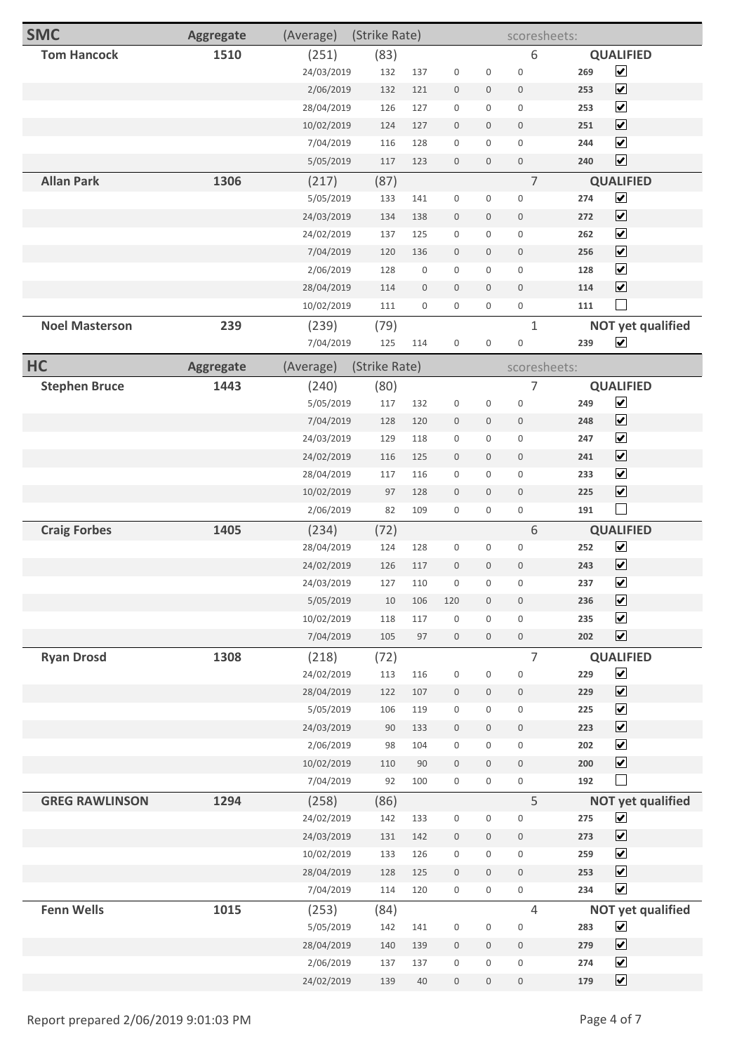## SMC

| SMC | Aggregate | (Average) | (Strike Rate) | | | | | scoresheets: | |
|---|---|---|---|---|---|---|---|---|---|
| **Tom Hancock** | **1510** | (251) | (83) | | | | 6 | | **QUALIFIED** |
| | | 24/03/2019 | 132 | 137 | 0 | 0 | 0 | **269** | ☑ |
| | | 2/06/2019 | 132 | 121 | 0 | 0 | 0 | **253** | ☑ |
| | | 28/04/2019 | 126 | 127 | 0 | 0 | 0 | **253** | ☑ |
| | | 10/02/2019 | 124 | 127 | 0 | 0 | 0 | **251** | ☑ |
| | | 7/04/2019 | 116 | 128 | 0 | 0 | 0 | **244** | ☑ |
| | | 5/05/2019 | 117 | 123 | 0 | 0 | 0 | **240** | ☑ |
| **Allan Park** | **1306** | (217) | (87) | | | | 7 | | **QUALIFIED** |
| | | 5/05/2019 | 133 | 141 | 0 | 0 | 0 | **274** | ☑ |
| | | 24/03/2019 | 134 | 138 | 0 | 0 | 0 | **272** | ☑ |
| | | 24/02/2019 | 137 | 125 | 0 | 0 | 0 | **262** | ☑ |
| | | 7/04/2019 | 120 | 136 | 0 | 0 | 0 | **256** | ☑ |
| | | 2/06/2019 | 128 | 0 | 0 | 0 | 0 | **128** | ☑ |
| | | 28/04/2019 | 114 | 0 | 0 | 0 | 0 | **114** | ☑ |
| | | 10/02/2019 | 111 | 0 | 0 | 0 | 0 | **111** | ☐ |
| **Noel Masterson** | **239** | (239) | (79) | | | | 1 | | **NOT yet qualified** |
| | | 7/04/2019 | 125 | 114 | 0 | 0 | 0 | **239** | ☑ |

## HC

| HC | Aggregate | (Average) | (Strike Rate) | | | | | scoresheets: | |
|---|---|---|---|---|---|---|---|---|---|
| **Stephen Bruce** | **1443** | (240) | (80) | | | | 7 | | **QUALIFIED** |
| | | 5/05/2019 | 117 | 132 | 0 | 0 | 0 | **249** | ☑ |
| | | 7/04/2019 | 128 | 120 | 0 | 0 | 0 | **248** | ☑ |
| | | 24/03/2019 | 129 | 118 | 0 | 0 | 0 | **247** | ☑ |
| | | 24/02/2019 | 116 | 125 | 0 | 0 | 0 | **241** | ☑ |
| | | 28/04/2019 | 117 | 116 | 0 | 0 | 0 | **233** | ☑ |
| | | 10/02/2019 | 97 | 128 | 0 | 0 | 0 | **225** | ☑ |
| | | 2/06/2019 | 82 | 109 | 0 | 0 | 0 | **191** | ☐ |
| **Craig Forbes** | **1405** | (234) | (72) | | | | 6 | | **QUALIFIED** |
| | | 28/04/2019 | 124 | 128 | 0 | 0 | 0 | **252** | ☑ |
| | | 24/02/2019 | 126 | 117 | 0 | 0 | 0 | **243** | ☑ |
| | | 24/03/2019 | 127 | 110 | 0 | 0 | 0 | **237** | ☑ |
| | | 5/05/2019 | 10 | 106 | 120 | 0 | 0 | **236** | ☑ |
| | | 10/02/2019 | 118 | 117 | 0 | 0 | 0 | **235** | ☑ |
| | | 7/04/2019 | 105 | 97 | 0 | 0 | 0 | **202** | ☑ |
| **Ryan Drosd** | **1308** | (218) | (72) | | | | 7 | | **QUALIFIED** |
| | | 24/02/2019 | 113 | 116 | 0 | 0 | 0 | **229** | ☑ |
| | | 28/04/2019 | 122 | 107 | 0 | 0 | 0 | **229** | ☑ |
| | | 5/05/2019 | 106 | 119 | 0 | 0 | 0 | **225** | ☑ |
| | | 24/03/2019 | 90 | 133 | 0 | 0 | 0 | **223** | ☑ |
| | | 2/06/2019 | 98 | 104 | 0 | 0 | 0 | **202** | ☑ |
| | | 10/02/2019 | 110 | 90 | 0 | 0 | 0 | **200** | ☑ |
| | | 7/04/2019 | 92 | 100 | 0 | 0 | 0 | **192** | ☐ |
| **GREG RAWLINSON** | **1294** | (258) | (86) | | | | 5 | | **NOT yet qualified** |
| | | 24/02/2019 | 142 | 133 | 0 | 0 | 0 | **275** | ☑ |
| | | 24/03/2019 | 131 | 142 | 0 | 0 | 0 | **273** | ☑ |
| | | 10/02/2019 | 133 | 126 | 0 | 0 | 0 | **259** | ☑ |
| | | 28/04/2019 | 128 | 125 | 0 | 0 | 0 | **253** | ☑ |
| | | 7/04/2019 | 114 | 120 | 0 | 0 | 0 | **234** | ☑ |
| **Fenn Wells** | **1015** | (253) | (84) | | | | 4 | | **NOT yet qualified** |
| | | 5/05/2019 | 142 | 141 | 0 | 0 | 0 | **283** | ☑ |
| | | 28/04/2019 | 140 | 139 | 0 | 0 | 0 | **279** | ☑ |
| | | 2/06/2019 | 137 | 137 | 0 | 0 | 0 | **274** | ☑ |
| | | 24/02/2019 | 139 | 40 | 0 | 0 | 0 | **179** | ☑ |

Report prepared 2/06/2019 9:01:03 PM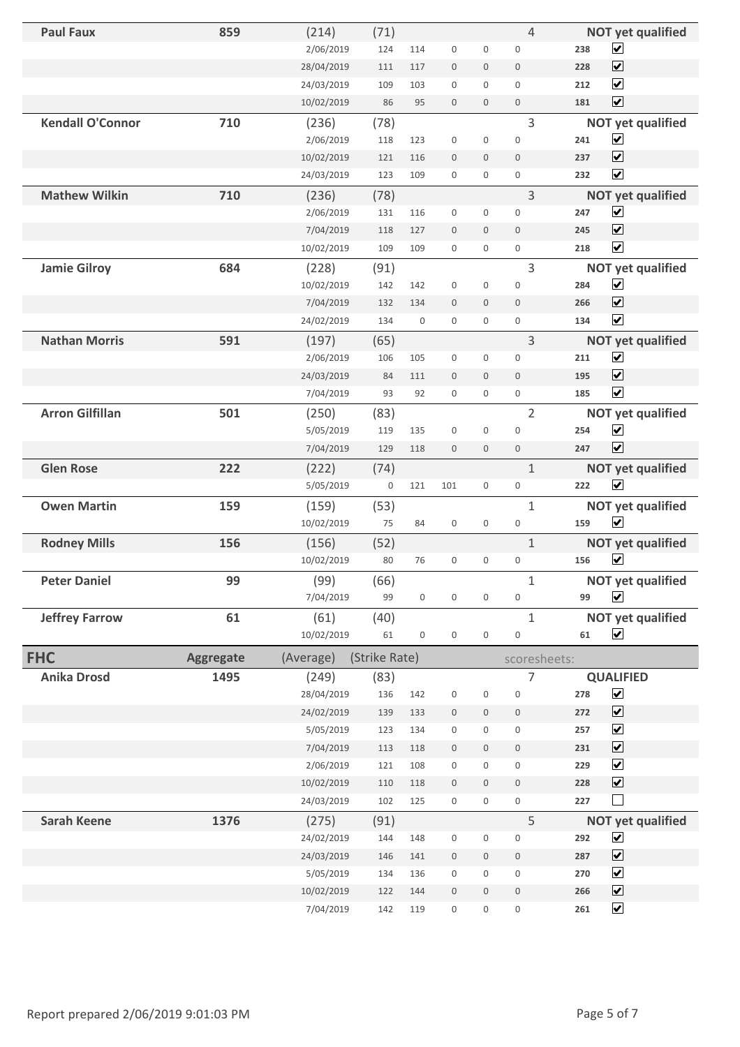| | | | | | | | | | | |
|---|---|---|---|---|---|---|---|---|---|---|
| **Paul Faux** | **859** | (214) | (71) | | | | 4 | | | **NOT yet qualified** |
| | | 2/06/2019 | 124 | 114 | 0 | 0 | 0 | **238** | ☑ | |
| | | 28/04/2019 | 111 | 117 | 0 | 0 | 0 | **228** | ☑ | |
| | | 24/03/2019 | 109 | 103 | 0 | 0 | 0 | **212** | ☑ | |
| | | 10/02/2019 | 86 | 95 | 0 | 0 | 0 | **181** | ☑ | |
| **Kendall O'Connor** | **710** | (236) | (78) | | | | 3 | | | **NOT yet qualified** |
| | | 2/06/2019 | 118 | 123 | 0 | 0 | 0 | **241** | ☑ | |
| | | 10/02/2019 | 121 | 116 | 0 | 0 | 0 | **237** | ☑ | |
| | | 24/03/2019 | 123 | 109 | 0 | 0 | 0 | **232** | ☑ | |
| **Mathew Wilkin** | **710** | (236) | (78) | | | | 3 | | | **NOT yet qualified** |
| | | 2/06/2019 | 131 | 116 | 0 | 0 | 0 | **247** | ☑ | |
| | | 7/04/2019 | 118 | 127 | 0 | 0 | 0 | **245** | ☑ | |
| | | 10/02/2019 | 109 | 109 | 0 | 0 | 0 | **218** | ☑ | |
| **Jamie Gilroy** | **684** | (228) | (91) | | | | 3 | | | **NOT yet qualified** |
| | | 10/02/2019 | 142 | 142 | 0 | 0 | 0 | **284** | ☑ | |
| | | 7/04/2019 | 132 | 134 | 0 | 0 | 0 | **266** | ☑ | |
| | | 24/02/2019 | 134 | 0 | 0 | 0 | 0 | **134** | ☑ | |
| **Nathan Morris** | **591** | (197) | (65) | | | | 3 | | | **NOT yet qualified** |
| | | 2/06/2019 | 106 | 105 | 0 | 0 | 0 | **211** | ☑ | |
| | | 24/03/2019 | 84 | 111 | 0 | 0 | 0 | **195** | ☑ | |
| | | 7/04/2019 | 93 | 92 | 0 | 0 | 0 | **185** | ☑ | |
| **Arron Gilfillan** | **501** | (250) | (83) | | | | 2 | | | **NOT yet qualified** |
| | | 5/05/2019 | 119 | 135 | 0 | 0 | 0 | **254** | ☑ | |
| | | 7/04/2019 | 129 | 118 | 0 | 0 | 0 | **247** | ☑ | |
| **Glen Rose** | **222** | (222) | (74) | | | | 1 | | | **NOT yet qualified** |
| | | 5/05/2019 | 0 | 121 | 101 | 0 | 0 | **222** | ☑ | |
| **Owen Martin** | **159** | (159) | (53) | | | | 1 | | | **NOT yet qualified** |
| | | 10/02/2019 | 75 | 84 | 0 | 0 | 0 | **159** | ☑ | |
| **Rodney Mills** | **156** | (156) | (52) | | | | 1 | | | **NOT yet qualified** |
| | | 10/02/2019 | 80 | 76 | 0 | 0 | 0 | **156** | ☑ | |
| **Peter Daniel** | **99** | (99) | (66) | | | | 1 | | | **NOT yet qualified** |
| | | 7/04/2019 | 99 | 0 | 0 | 0 | 0 | **99** | ☑ | |
| **Jeffrey Farrow** | **61** | (61) | (40) | | | | 1 | | | **NOT yet qualified** |
| | | 10/02/2019 | 61 | 0 | 0 | 0 | 0 | **61** | ☑ | |

| **FHC** | **Aggregate** | (Average) | (Strike Rate) | | | | scoresheets: | | | |
|---|---|---|---|---|---|---|---|---|---|---|
| **Anika Drosd** | **1495** | (249) | (83) | | | | 7 | | | **QUALIFIED** |
| | | 28/04/2019 | 136 | 142 | 0 | 0 | 0 | **278** | ☑ | |
| | | 24/02/2019 | 139 | 133 | 0 | 0 | 0 | **272** | ☑ | |
| | | 5/05/2019 | 123 | 134 | 0 | 0 | 0 | **257** | ☑ | |
| | | 7/04/2019 | 113 | 118 | 0 | 0 | 0 | **231** | ☑ | |
| | | 2/06/2019 | 121 | 108 | 0 | 0 | 0 | **229** | ☑ | |
| | | 10/02/2019 | 110 | 118 | 0 | 0 | 0 | **228** | ☑ | |
| | | 24/03/2019 | 102 | 125 | 0 | 0 | 0 | **227** | ☐ | |
| **Sarah Keene** | **1376** | (275) | (91) | | | | 5 | | | **NOT yet qualified** |
| | | 24/02/2019 | 144 | 148 | 0 | 0 | 0 | **292** | ☑ | |
| | | 24/03/2019 | 146 | 141 | 0 | 0 | 0 | **287** | ☑ | |
| | | 5/05/2019 | 134 | 136 | 0 | 0 | 0 | **270** | ☑ | |
| | | 10/02/2019 | 122 | 144 | 0 | 0 | 0 | **266** | ☑ | |
| | | 7/04/2019 | 142 | 119 | 0 | 0 | 0 | **261** | ☑ | |

Report prepared 2/06/2019 9:01:03 PM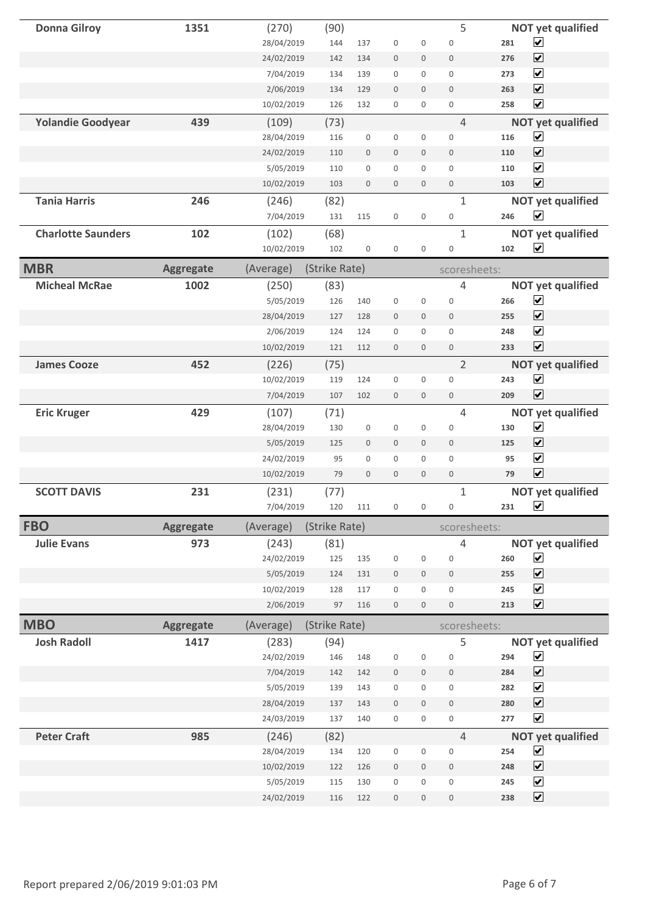| Name | Aggregate | (Average) | (Strike Rate) | | | | | scoresheets: | | |
|---|---|---|---|---|---|---|---|---|---|---|
| **Donna Gilroy** | **1351** | (270) | (90) | | | | | 5 | | **NOT yet qualified** |
| | | 28/04/2019 | 144 | 137 | 0 | 0 | 0 | | 281 | ☑ |
| | | 24/02/2019 | 142 | 134 | 0 | 0 | 0 | | 276 | ☑ |
| | | 7/04/2019 | 134 | 139 | 0 | 0 | 0 | | 273 | ☑ |
| | | 2/06/2019 | 134 | 129 | 0 | 0 | 0 | | 263 | ☑ |
| | | 10/02/2019 | 126 | 132 | 0 | 0 | 0 | | 258 | ☑ |
| **Yolandie Goodyear** | **439** | (109) | (73) | | | | | 4 | | **NOT yet qualified** |
| | | 28/04/2019 | 116 | 0 | 0 | 0 | 0 | | 116 | ☑ |
| | | 24/02/2019 | 110 | 0 | 0 | 0 | 0 | | 110 | ☑ |
| | | 5/05/2019 | 110 | 0 | 0 | 0 | 0 | | 110 | ☑ |
| | | 10/02/2019 | 103 | 0 | 0 | 0 | 0 | | 103 | ☑ |
| **Tania Harris** | **246** | (246) | (82) | | | | | 1 | | **NOT yet qualified** |
| | | 7/04/2019 | 131 | 115 | 0 | 0 | 0 | | 246 | ☑ |
| **Charlotte Saunders** | **102** | (102) | (68) | | | | | 1 | | **NOT yet qualified** |
| | | 10/02/2019 | 102 | 0 | 0 | 0 | 0 | | 102 | ☑ |

| **MBR** | **Aggregate** | (Average) | (Strike Rate) | | | | | scoresheets: | | |
|---|---|---|---|---|---|---|---|---|---|---|
| **Micheal McRae** | **1002** | (250) | (83) | | | | | 4 | | **NOT yet qualified** |
| | | 5/05/2019 | 126 | 140 | 0 | 0 | 0 | | 266 | ☑ |
| | | 28/04/2019 | 127 | 128 | 0 | 0 | 0 | | 255 | ☑ |
| | | 2/06/2019 | 124 | 124 | 0 | 0 | 0 | | 248 | ☑ |
| | | 10/02/2019 | 121 | 112 | 0 | 0 | 0 | | 233 | ☑ |
| **James Cooze** | **452** | (226) | (75) | | | | | 2 | | **NOT yet qualified** |
| | | 10/02/2019 | 119 | 124 | 0 | 0 | 0 | | 243 | ☑ |
| | | 7/04/2019 | 107 | 102 | 0 | 0 | 0 | | 209 | ☑ |
| **Eric Kruger** | **429** | (107) | (71) | | | | | 4 | | **NOT yet qualified** |
| | | 28/04/2019 | 130 | 0 | 0 | 0 | 0 | | 130 | ☑ |
| | | 5/05/2019 | 125 | 0 | 0 | 0 | 0 | | 125 | ☑ |
| | | 24/02/2019 | 95 | 0 | 0 | 0 | 0 | | 95 | ☑ |
| | | 10/02/2019 | 79 | 0 | 0 | 0 | 0 | | 79 | ☑ |
| **SCOTT DAVIS** | **231** | (231) | (77) | | | | | 1 | | **NOT yet qualified** |
| | | 7/04/2019 | 120 | 111 | 0 | 0 | 0 | | 231 | ☑ |

| **FBO** | **Aggregate** | (Average) | (Strike Rate) | | | | | scoresheets: | | |
|---|---|---|---|---|---|---|---|---|---|---|
| **Julie Evans** | **973** | (243) | (81) | | | | | 4 | | **NOT yet qualified** |
| | | 24/02/2019 | 125 | 135 | 0 | 0 | 0 | | 260 | ☑ |
| | | 5/05/2019 | 124 | 131 | 0 | 0 | 0 | | 255 | ☑ |
| | | 10/02/2019 | 128 | 117 | 0 | 0 | 0 | | 245 | ☑ |
| | | 2/06/2019 | 97 | 116 | 0 | 0 | 0 | | 213 | ☑ |

| **MBO** | **Aggregate** | (Average) | (Strike Rate) | | | | | scoresheets: | | |
|---|---|---|---|---|---|---|---|---|---|---|
| **Josh Radoll** | **1417** | (283) | (94) | | | | | 5 | | **NOT yet qualified** |
| | | 24/02/2019 | 146 | 148 | 0 | 0 | 0 | | 294 | ☑ |
| | | 7/04/2019 | 142 | 142 | 0 | 0 | 0 | | 284 | ☑ |
| | | 5/05/2019 | 139 | 143 | 0 | 0 | 0 | | 282 | ☑ |
| | | 28/04/2019 | 137 | 143 | 0 | 0 | 0 | | 280 | ☑ |
| | | 24/03/2019 | 137 | 140 | 0 | 0 | 0 | | 277 | ☑ |
| **Peter Craft** | **985** | (246) | (82) | | | | | 4 | | **NOT yet qualified** |
| | | 28/04/2019 | 134 | 120 | 0 | 0 | 0 | | 254 | ☑ |
| | | 10/02/2019 | 122 | 126 | 0 | 0 | 0 | | 248 | ☑ |
| | | 5/05/2019 | 115 | 130 | 0 | 0 | 0 | | 245 | ☑ |
| | | 24/02/2019 | 116 | 122 | 0 | 0 | 0 | | 238 | ☑ |

Report prepared 2/06/2019 9:01:03 PM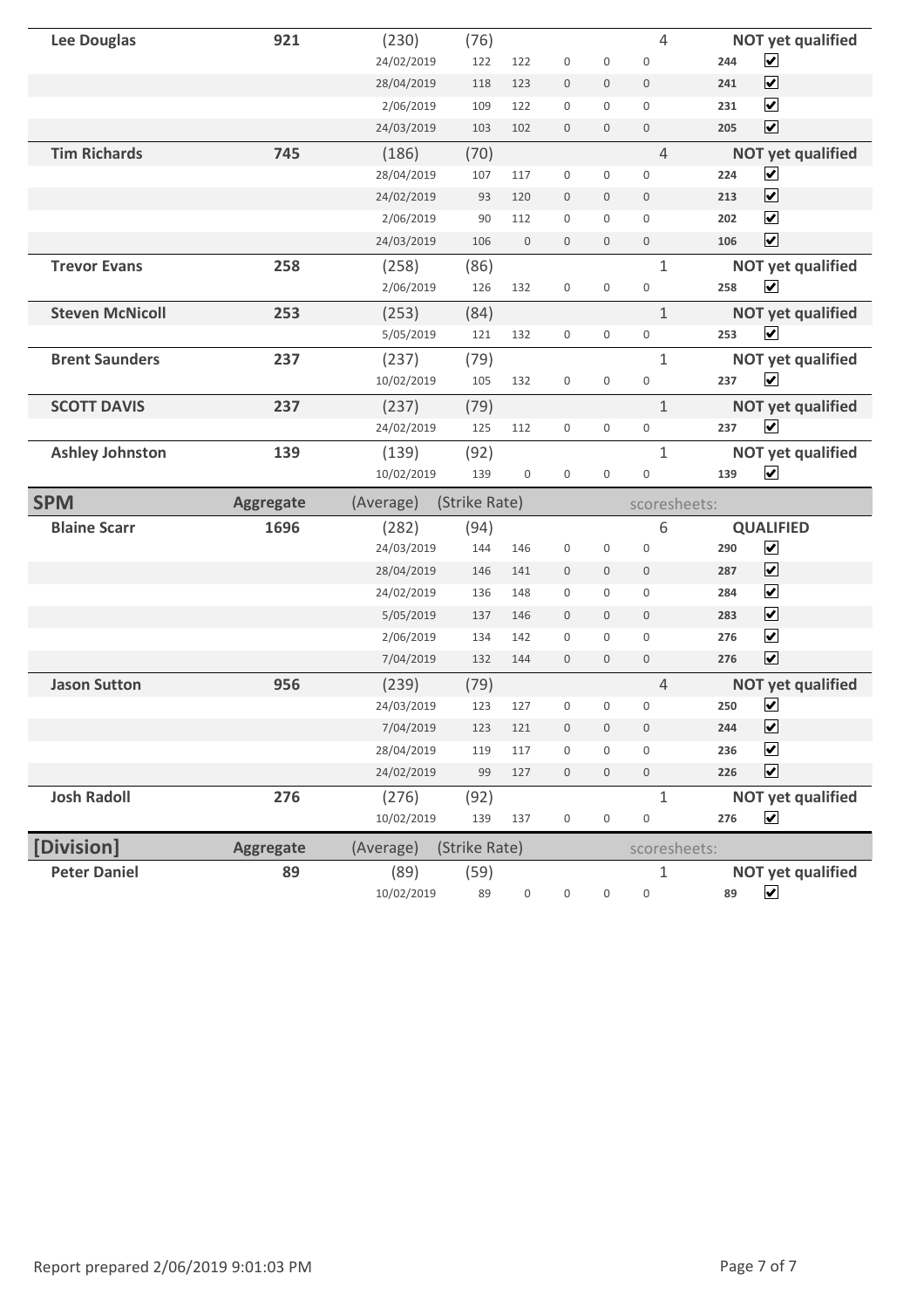| | | | | | | | | | | |
|---|---|---|---|---|---|---|---|---|---|---|
| **Lee Douglas** | **921** | (230) | (76) | | | | 4 | | **NOT yet qualified** |
| | | 24/02/2019 | 122 | 122 | 0 | 0 | 0 | 244 | ✔ |
| | | 28/04/2019 | 118 | 123 | 0 | 0 | 0 | 241 | ✔ |
| | | 2/06/2019 | 109 | 122 | 0 | 0 | 0 | 231 | ✔ |
| | | 24/03/2019 | 103 | 102 | 0 | 0 | 0 | 205 | ✔ |
| **Tim Richards** | **745** | (186) | (70) | | | | 4 | | **NOT yet qualified** |
| | | 28/04/2019 | 107 | 117 | 0 | 0 | 0 | 224 | ✔ |
| | | 24/02/2019 | 93 | 120 | 0 | 0 | 0 | 213 | ✔ |
| | | 2/06/2019 | 90 | 112 | 0 | 0 | 0 | 202 | ✔ |
| | | 24/03/2019 | 106 | 0 | 0 | 0 | 0 | 106 | ✔ |
| **Trevor Evans** | **258** | (258) | (86) | | | | 1 | | **NOT yet qualified** |
| | | 2/06/2019 | 126 | 132 | 0 | 0 | 0 | 258 | ✔ |
| **Steven McNicoll** | **253** | (253) | (84) | | | | 1 | | **NOT yet qualified** |
| | | 5/05/2019 | 121 | 132 | 0 | 0 | 0 | 253 | ✔ |
| **Brent Saunders** | **237** | (237) | (79) | | | | 1 | | **NOT yet qualified** |
| | | 10/02/2019 | 105 | 132 | 0 | 0 | 0 | 237 | ✔ |
| **SCOTT DAVIS** | **237** | (237) | (79) | | | | 1 | | **NOT yet qualified** |
| | | 24/02/2019 | 125 | 112 | 0 | 0 | 0 | 237 | ✔ |
| **Ashley Johnston** | **139** | (139) | (92) | | | | 1 | | **NOT yet qualified** |
| | | 10/02/2019 | 139 | 0 | 0 | 0 | 0 | 139 | ✔ |

| SPM | Aggregate | (Average) | (Strike Rate) | | | | scoresheets: | | |
|---|---|---|---|---|---|---|---|---|---|
| **Blaine Scarr** | **1696** | (282) | (94) | | | | 6 | | **QUALIFIED** |
| | | 24/03/2019 | 144 | 146 | 0 | 0 | 0 | 290 | ✔ |
| | | 28/04/2019 | 146 | 141 | 0 | 0 | 0 | 287 | ✔ |
| | | 24/02/2019 | 136 | 148 | 0 | 0 | 0 | 284 | ✔ |
| | | 5/05/2019 | 137 | 146 | 0 | 0 | 0 | 283 | ✔ |
| | | 2/06/2019 | 134 | 142 | 0 | 0 | 0 | 276 | ✔ |
| | | 7/04/2019 | 132 | 144 | 0 | 0 | 0 | 276 | ✔ |
| **Jason Sutton** | **956** | (239) | (79) | | | | 4 | | **NOT yet qualified** |
| | | 24/03/2019 | 123 | 127 | 0 | 0 | 0 | 250 | ✔ |
| | | 7/04/2019 | 123 | 121 | 0 | 0 | 0 | 244 | ✔ |
| | | 28/04/2019 | 119 | 117 | 0 | 0 | 0 | 236 | ✔ |
| | | 24/02/2019 | 99 | 127 | 0 | 0 | 0 | 226 | ✔ |
| **Josh Radoll** | **276** | (276) | (92) | | | | 1 | | **NOT yet qualified** |
| | | 10/02/2019 | 139 | 137 | 0 | 0 | 0 | 276 | ✔ |

| [Division] | Aggregate | (Average) | (Strike Rate) | | | | scoresheets: | | |
|---|---|---|---|---|---|---|---|---|---|
| **Peter Daniel** | **89** | (89) | (59) | | | | 1 | | **NOT yet qualified** |
| | | 10/02/2019 | 89 | 0 | 0 | 0 | 0 | 89 | ✔ |

Report prepared 2/06/2019 9:01:03 PM